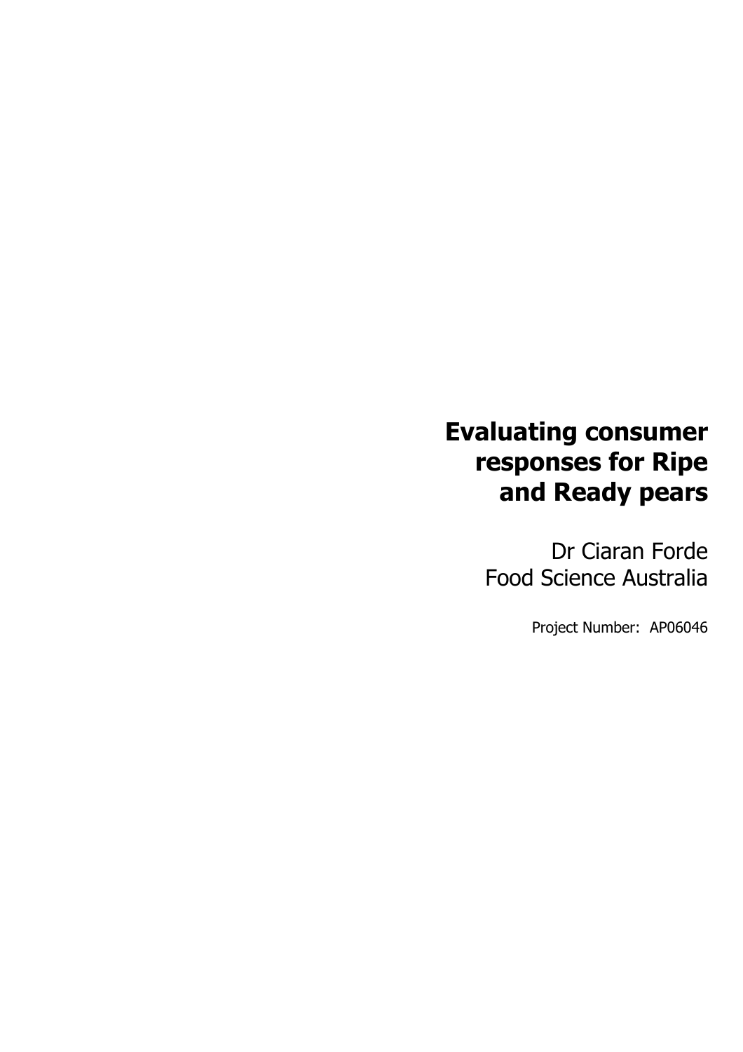# Evaluating consumer responses for Ripe and Ready pears

Dr Ciaran Forde
Food Science Australia

Project Number: AP06046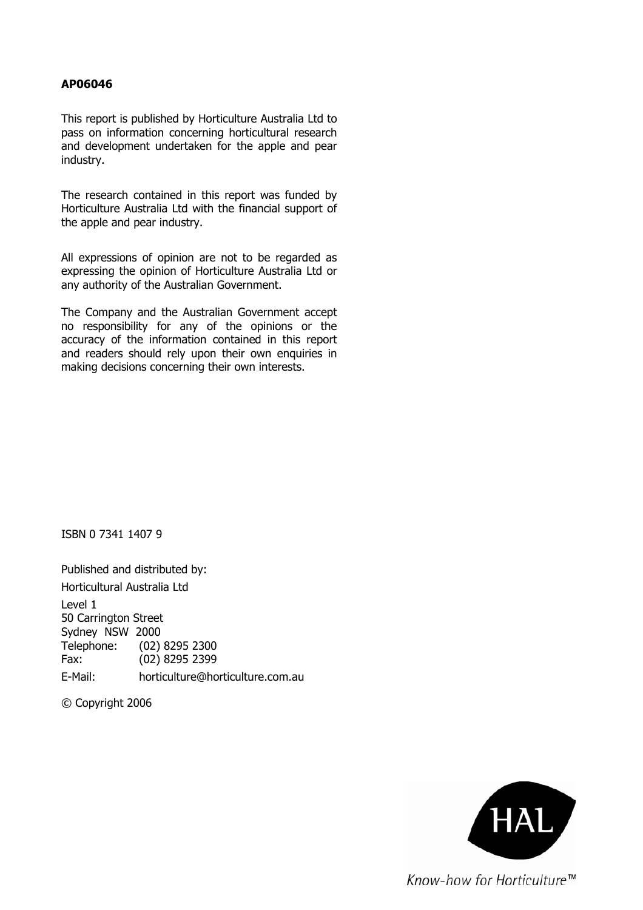**AP06046**

This report is published by Horticulture Australia Ltd to pass on information concerning horticultural research and development undertaken for the apple and pear industry.

The research contained in this report was funded by Horticulture Australia Ltd with the financial support of the apple and pear industry.

All expressions of opinion are not to be regarded as expressing the opinion of Horticulture Australia Ltd or any authority of the Australian Government.

The Company and the Australian Government accept no responsibility for any of the opinions or the accuracy of the information contained in this report and readers should rely upon their own enquiries in making decisions concerning their own interests.

ISBN 0 7341 1407 9

Published and distributed by:

Horticultural Australia Ltd

Level 1
50 Carrington Street
Sydney NSW 2000
Telephone: (02) 8295 2300
Fax: (02) 8295 2399

E-Mail: horticulture@horticulture.com.au

© Copyright 2006

HAL

*Know-how for Horticulture™*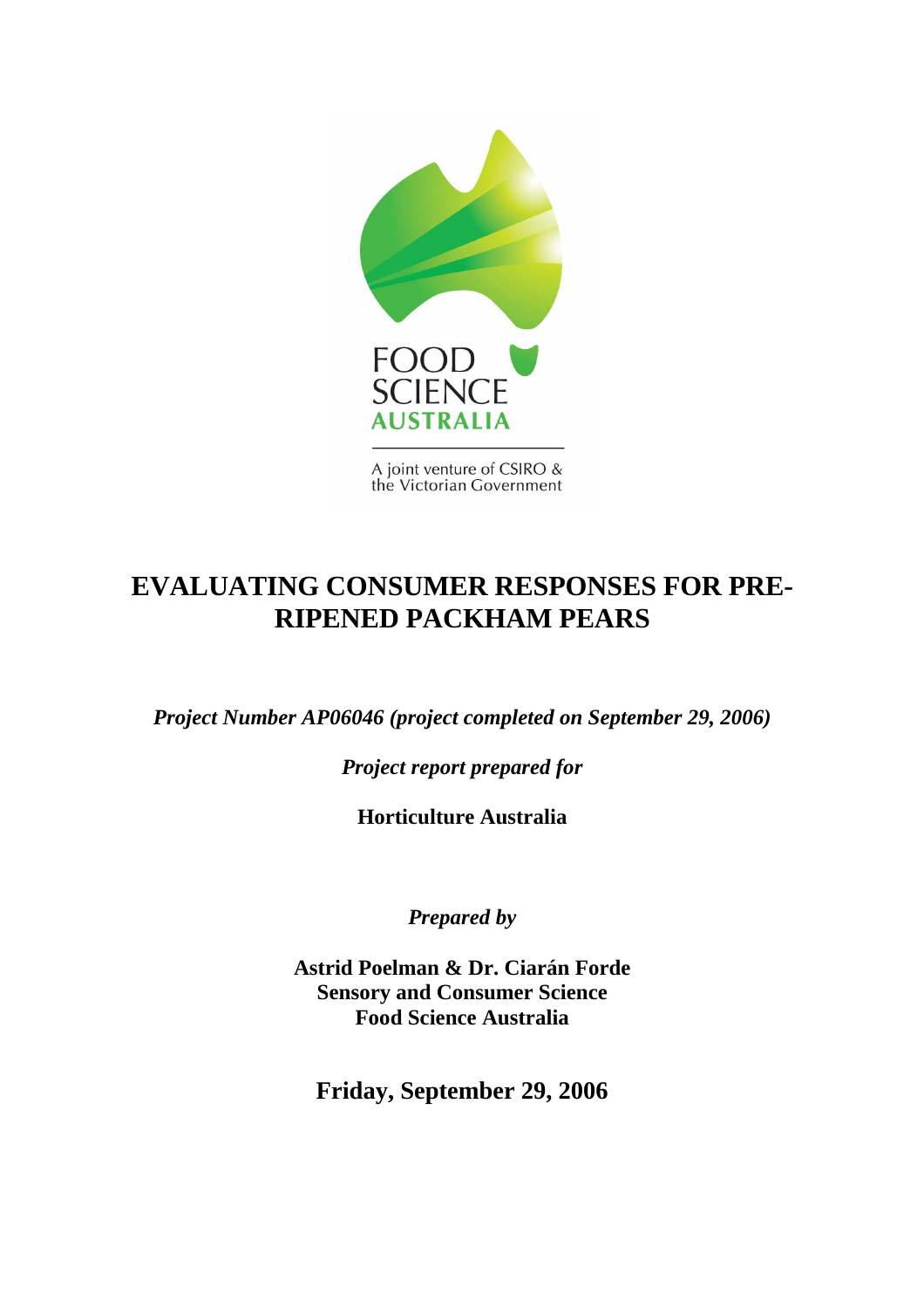FOOD SCIENCE AUSTRALIA

A joint venture of CSIRO & the Victorian Government

# EVALUATING CONSUMER RESPONSES FOR PRE-RIPENED PACKHAM PEARS

***Project Number AP06046 (project completed on September 29, 2006)***

***Project report prepared for***

**Horticulture Australia**

***Prepared by***

**Astrid Poelman & Dr. Ciarán Forde**
**Sensory and Consumer Science**
**Food Science Australia**

**Friday, September 29, 2006**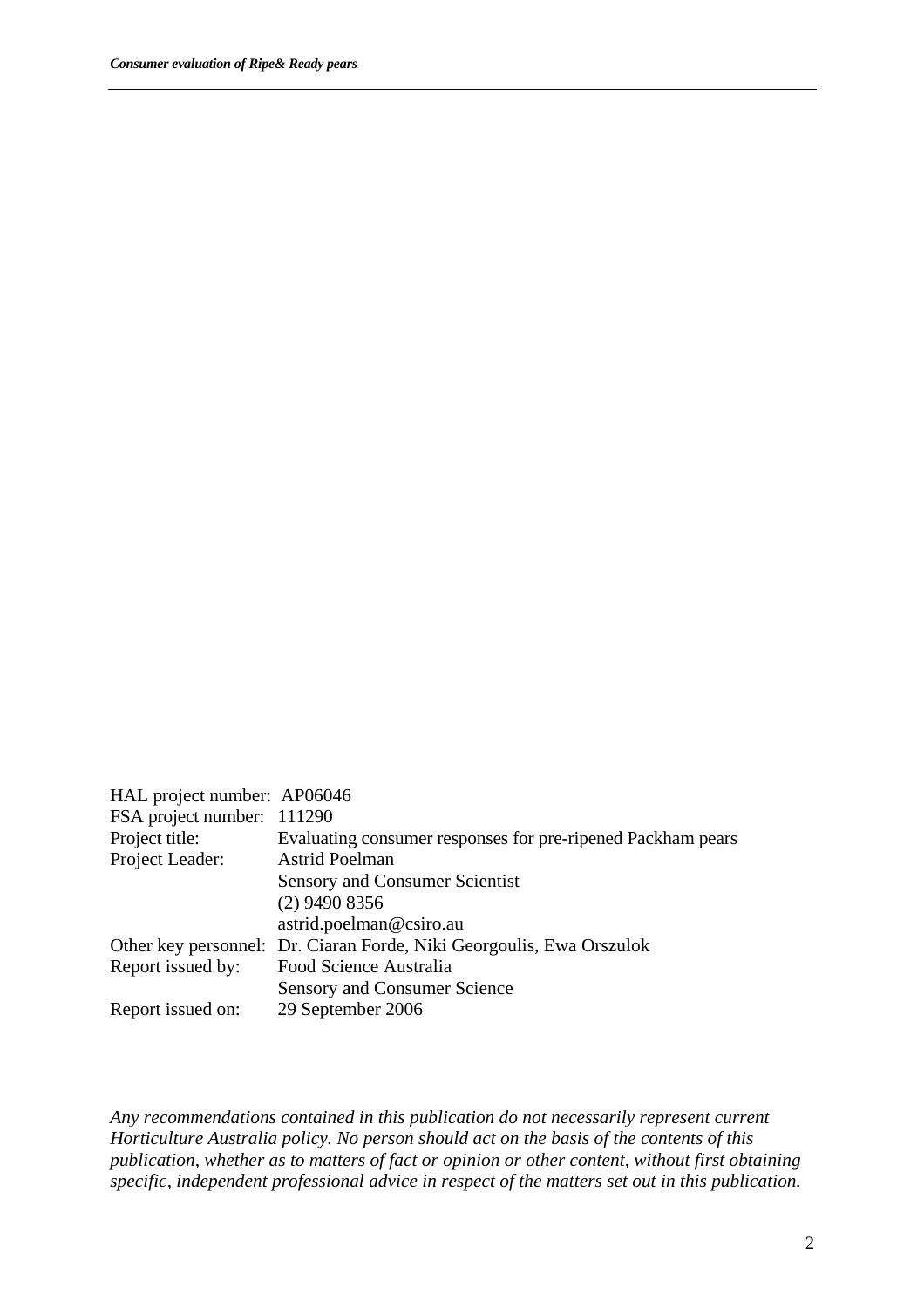| | |
|---|---|
| HAL project number: | AP06046 |
| FSA project number: | 111290 |
| Project title: | Evaluating consumer responses for pre-ripened Packham pears |
| Project Leader: | Astrid Poelman |
| | Sensory and Consumer Scientist |
| | (2) 9490 8356 |
| | astrid.poelman@csiro.au |
| Other key personnel: | Dr. Ciaran Forde, Niki Georgoulis, Ewa Orszulok |
| Report issued by: | Food Science Australia |
| | Sensory and Consumer Science |
| Report issued on: | 29 September 2006 |

*Any recommendations contained in this publication do not necessarily represent current Horticulture Australia policy. No person should act on the basis of the contents of this publication, whether as to matters of fact or opinion or other content, without first obtaining specific, independent professional advice in respect of the matters set out in this publication.*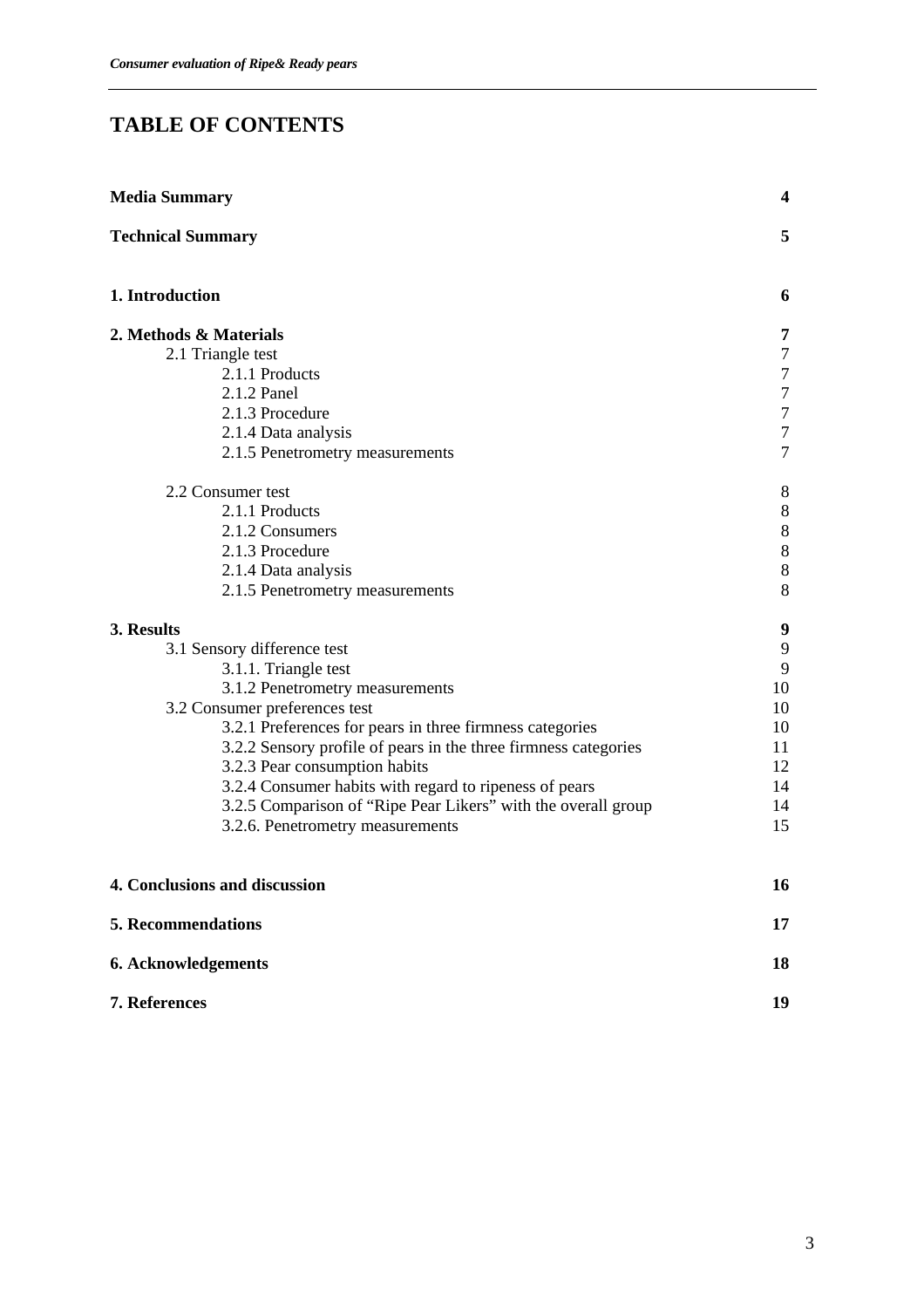# TABLE OF CONTENTS

| | |
|---|---|
| **Media Summary** | **4** |
| **Technical Summary** | **5** |
| **1. Introduction** | **6** |
| **2. Methods & Materials** | **7** |
| 2.1 Triangle test | 7 |
| 2.1.1 Products | 7 |
| 2.1.2 Panel | 7 |
| 2.1.3 Procedure | 7 |
| 2.1.4 Data analysis | 7 |
| 2.1.5 Penetrometry measurements | 7 |
| 2.2 Consumer test | 8 |
| 2.1.1 Products | 8 |
| 2.1.2 Consumers | 8 |
| 2.1.3 Procedure | 8 |
| 2.1.4 Data analysis | 8 |
| 2.1.5 Penetrometry measurements | 8 |
| **3. Results** | **9** |
| 3.1 Sensory difference test | 9 |
| 3.1.1. Triangle test | 9 |
| 3.1.2 Penetrometry measurements | 10 |
| 3.2 Consumer preferences test | 10 |
| 3.2.1 Preferences for pears in three firmness categories | 10 |
| 3.2.2 Sensory profile of pears in the three firmness categories | 11 |
| 3.2.3 Pear consumption habits | 12 |
| 3.2.4 Consumer habits with regard to ripeness of pears | 14 |
| 3.2.5 Comparison of "Ripe Pear Likers" with the overall group | 14 |
| 3.2.6. Penetrometry measurements | 15 |
| **4. Conclusions and discussion** | **16** |
| **5. Recommendations** | **17** |
| **6. Acknowledgements** | **18** |
| **7. References** | **19** |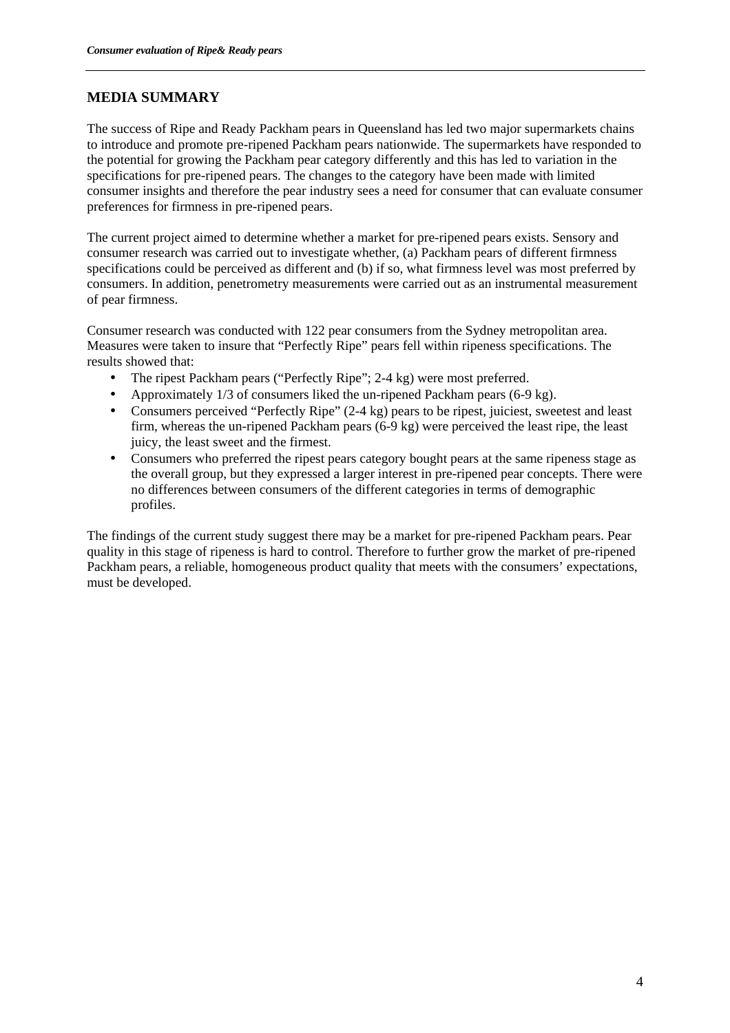## MEDIA SUMMARY

The success of Ripe and Ready Packham pears in Queensland has led two major supermarkets chains to introduce and promote pre-ripened Packham pears nationwide. The supermarkets have responded to the potential for growing the Packham pear category differently and this has led to variation in the specifications for pre-ripened pears. The changes to the category have been made with limited consumer insights and therefore the pear industry sees a need for consumer that can evaluate consumer preferences for firmness in pre-ripened pears.

The current project aimed to determine whether a market for pre-ripened pears exists. Sensory and consumer research was carried out to investigate whether, (a) Packham pears of different firmness specifications could be perceived as different and (b) if so, what firmness level was most preferred by consumers. In addition, penetrometry measurements were carried out as an instrumental measurement of pear firmness.

Consumer research was conducted with 122 pear consumers from the Sydney metropolitan area. Measures were taken to insure that "Perfectly Ripe" pears fell within ripeness specifications. The results showed that:

- The ripest Packham pears ("Perfectly Ripe"; 2-4 kg) were most preferred.
- Approximately 1/3 of consumers liked the un-ripened Packham pears (6-9 kg).
- Consumers perceived "Perfectly Ripe" (2-4 kg) pears to be ripest, juiciest, sweetest and least firm, whereas the un-ripened Packham pears (6-9 kg) were perceived the least ripe, the least juicy, the least sweet and the firmest.
- Consumers who preferred the ripest pears category bought pears at the same ripeness stage as the overall group, but they expressed a larger interest in pre-ripened pear concepts. There were no differences between consumers of the different categories in terms of demographic profiles.

The findings of the current study suggest there may be a market for pre-ripened Packham pears. Pear quality in this stage of ripeness is hard to control. Therefore to further grow the market of pre-ripened Packham pears, a reliable, homogeneous product quality that meets with the consumers' expectations, must be developed.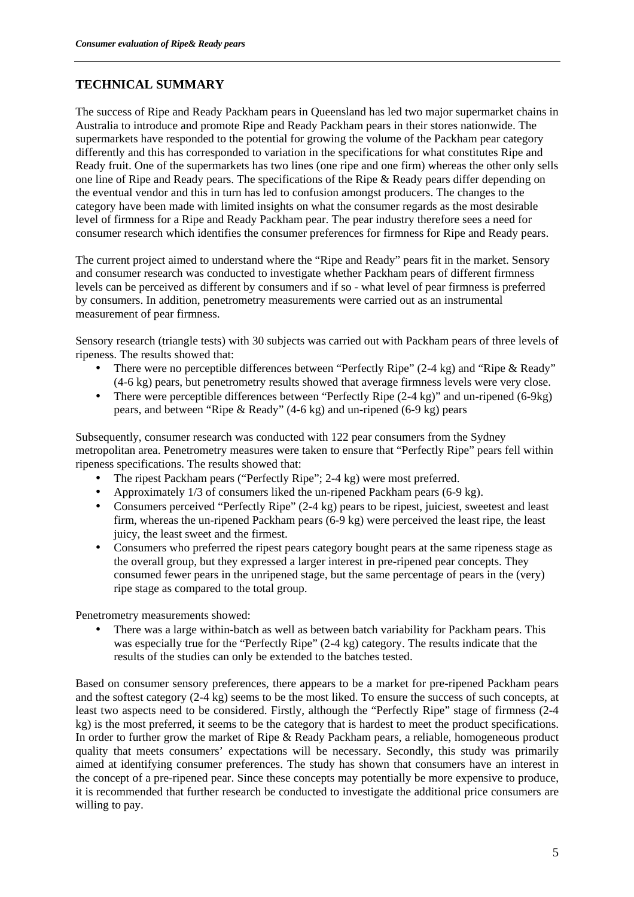## TECHNICAL SUMMARY

The success of Ripe and Ready Packham pears in Queensland has led two major supermarket chains in Australia to introduce and promote Ripe and Ready Packham pears in their stores nationwide. The supermarkets have responded to the potential for growing the volume of the Packham pear category differently and this has corresponded to variation in the specifications for what constitutes Ripe and Ready fruit. One of the supermarkets has two lines (one ripe and one firm) whereas the other only sells one line of Ripe and Ready pears. The specifications of the Ripe & Ready pears differ depending on the eventual vendor and this in turn has led to confusion amongst producers. The changes to the category have been made with limited insights on what the consumer regards as the most desirable level of firmness for a Ripe and Ready Packham pear. The pear industry therefore sees a need for consumer research which identifies the consumer preferences for firmness for Ripe and Ready pears.

The current project aimed to understand where the "Ripe and Ready" pears fit in the market. Sensory and consumer research was conducted to investigate whether Packham pears of different firmness levels can be perceived as different by consumers and if so - what level of pear firmness is preferred by consumers. In addition, penetrometry measurements were carried out as an instrumental measurement of pear firmness.

Sensory research (triangle tests) with 30 subjects was carried out with Packham pears of three levels of ripeness. The results showed that:

- There were no perceptible differences between "Perfectly Ripe" (2-4 kg) and "Ripe & Ready" (4-6 kg) pears, but penetrometry results showed that average firmness levels were very close.
- There were perceptible differences between "Perfectly Ripe (2-4 kg)" and un-ripened (6-9kg) pears, and between "Ripe & Ready" (4-6 kg) and un-ripened (6-9 kg) pears

Subsequently, consumer research was conducted with 122 pear consumers from the Sydney metropolitan area. Penetrometry measures were taken to ensure that "Perfectly Ripe" pears fell within ripeness specifications. The results showed that:

- The ripest Packham pears ("Perfectly Ripe"; 2-4 kg) were most preferred.
- Approximately 1/3 of consumers liked the un-ripened Packham pears (6-9 kg).
- Consumers perceived "Perfectly Ripe" (2-4 kg) pears to be ripest, juiciest, sweetest and least firm, whereas the un-ripened Packham pears (6-9 kg) were perceived the least ripe, the least juicy, the least sweet and the firmest.
- Consumers who preferred the ripest pears category bought pears at the same ripeness stage as the overall group, but they expressed a larger interest in pre-ripened pear concepts. They consumed fewer pears in the unripened stage, but the same percentage of pears in the (very) ripe stage as compared to the total group.

Penetrometry measurements showed:

- There was a large within-batch as well as between batch variability for Packham pears. This was especially true for the "Perfectly Ripe" (2-4 kg) category. The results indicate that the results of the studies can only be extended to the batches tested.

Based on consumer sensory preferences, there appears to be a market for pre-ripened Packham pears and the softest category (2-4 kg) seems to be the most liked. To ensure the success of such concepts, at least two aspects need to be considered. Firstly, although the "Perfectly Ripe" stage of firmness (2-4 kg) is the most preferred, it seems to be the category that is hardest to meet the product specifications. In order to further grow the market of Ripe & Ready Packham pears, a reliable, homogeneous product quality that meets consumers' expectations will be necessary. Secondly, this study was primarily aimed at identifying consumer preferences. The study has shown that consumers have an interest in the concept of a pre-ripened pear. Since these concepts may potentially be more expensive to produce, it is recommended that further research be conducted to investigate the additional price consumers are willing to pay.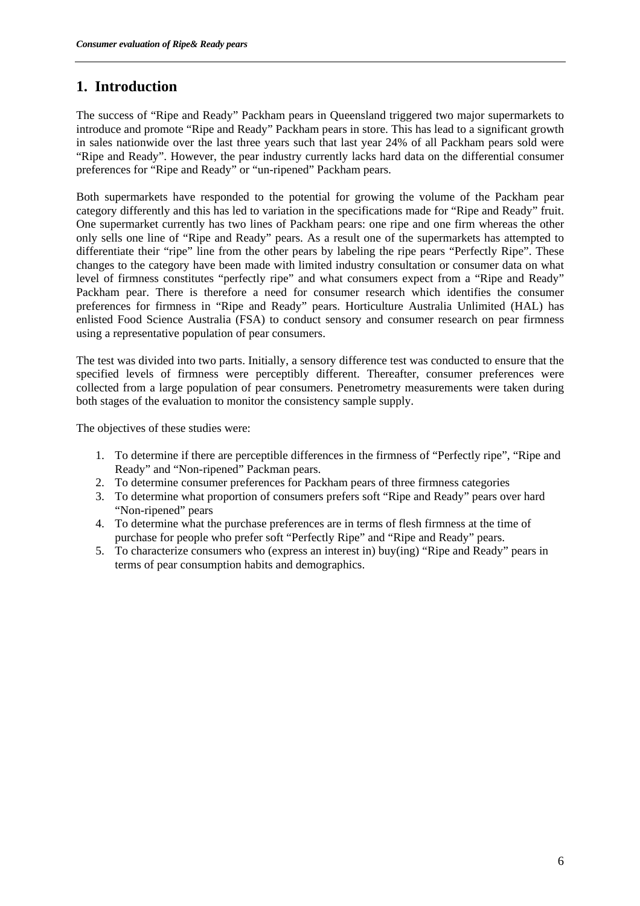# 1. Introduction

The success of “Ripe and Ready” Packham pears in Queensland triggered two major supermarkets to introduce and promote “Ripe and Ready” Packham pears in store. This has lead to a significant growth in sales nationwide over the last three years such that last year 24% of all Packham pears sold were “Ripe and Ready”. However, the pear industry currently lacks hard data on the differential consumer preferences for “Ripe and Ready” or “un-ripened” Packham pears.

Both supermarkets have responded to the potential for growing the volume of the Packham pear category differently and this has led to variation in the specifications made for “Ripe and Ready” fruit. One supermarket currently has two lines of Packham pears: one ripe and one firm whereas the other only sells one line of “Ripe and Ready” pears. As a result one of the supermarkets has attempted to differentiate their “ripe” line from the other pears by labeling the ripe pears “Perfectly Ripe”. These changes to the category have been made with limited industry consultation or consumer data on what level of firmness constitutes “perfectly ripe” and what consumers expect from a “Ripe and Ready” Packham pear. There is therefore a need for consumer research which identifies the consumer preferences for firmness in “Ripe and Ready” pears. Horticulture Australia Unlimited (HAL) has enlisted Food Science Australia (FSA) to conduct sensory and consumer research on pear firmness using a representative population of pear consumers.

The test was divided into two parts. Initially, a sensory difference test was conducted to ensure that the specified levels of firmness were perceptibly different. Thereafter, consumer preferences were collected from a large population of pear consumers. Penetrometry measurements were taken during both stages of the evaluation to monitor the consistency sample supply.

The objectives of these studies were:

1. To determine if there are perceptible differences in the firmness of “Perfectly ripe”, “Ripe and Ready” and “Non-ripened” Packman pears.
2. To determine consumer preferences for Packham pears of three firmness categories
3. To determine what proportion of consumers prefers soft “Ripe and Ready” pears over hard “Non-ripened” pears
4. To determine what the purchase preferences are in terms of flesh firmness at the time of purchase for people who prefer soft “Perfectly Ripe” and “Ripe and Ready” pears.
5. To characterize consumers who (express an interest in) buy(ing) “Ripe and Ready” pears in terms of pear consumption habits and demographics.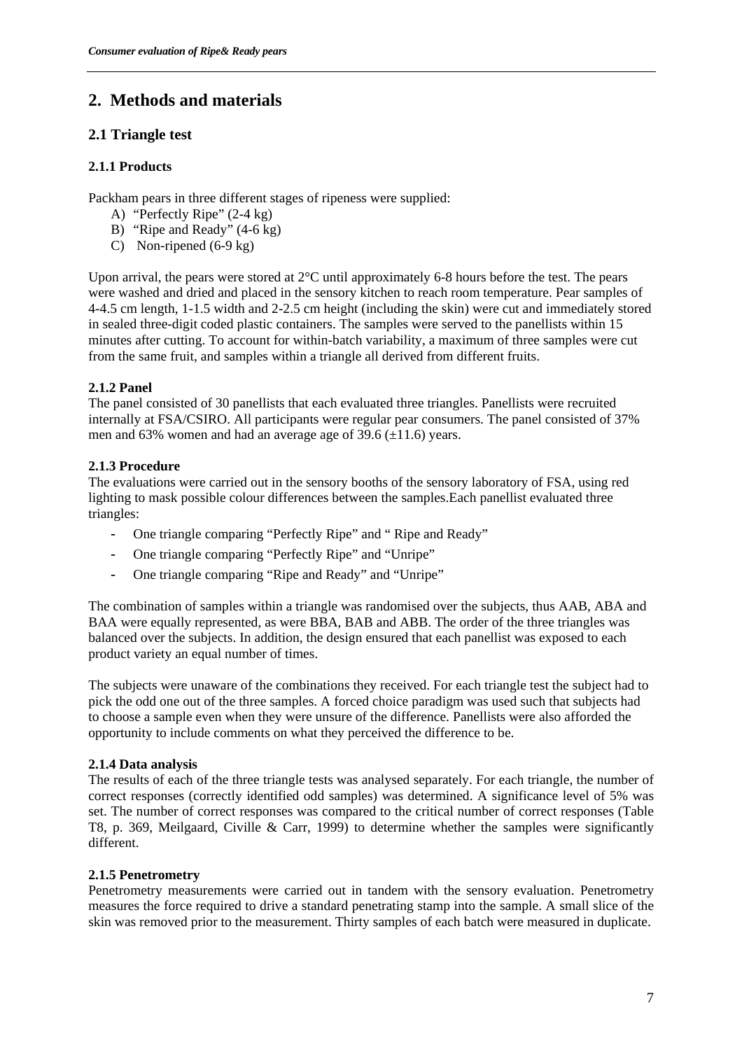# 2. Methods and materials

## 2.1 Triangle test

### 2.1.1 Products

Packham pears in three different stages of ripeness were supplied:

A) "Perfectly Ripe" (2-4 kg)
B) "Ripe and Ready" (4-6 kg)
C) Non-ripened (6-9 kg)

Upon arrival, the pears were stored at 2°C until approximately 6-8 hours before the test. The pears were washed and dried and placed in the sensory kitchen to reach room temperature. Pear samples of 4-4.5 cm length, 1-1.5 width and 2-2.5 cm height (including the skin) were cut and immediately stored in sealed three-digit coded plastic containers. The samples were served to the panellists within 15 minutes after cutting. To account for within-batch variability, a maximum of three samples were cut from the same fruit, and samples within a triangle all derived from different fruits.

### 2.1.2 Panel

The panel consisted of 30 panellists that each evaluated three triangles. Panellists were recruited internally at FSA/CSIRO. All participants were regular pear consumers. The panel consisted of 37% men and 63% women and had an average age of 39.6 (±11.6) years.

### 2.1.3 Procedure

The evaluations were carried out in the sensory booths of the sensory laboratory of FSA, using red lighting to mask possible colour differences between the samples.Each panellist evaluated three triangles:

- One triangle comparing "Perfectly Ripe" and " Ripe and Ready"
- One triangle comparing "Perfectly Ripe" and "Unripe"
- One triangle comparing "Ripe and Ready" and "Unripe"

The combination of samples within a triangle was randomised over the subjects, thus AAB, ABA and BAA were equally represented, as were BBA, BAB and ABB. The order of the three triangles was balanced over the subjects. In addition, the design ensured that each panellist was exposed to each product variety an equal number of times.

The subjects were unaware of the combinations they received. For each triangle test the subject had to pick the odd one out of the three samples. A forced choice paradigm was used such that subjects had to choose a sample even when they were unsure of the difference. Panellists were also afforded the opportunity to include comments on what they perceived the difference to be.

### 2.1.4 Data analysis

The results of each of the three triangle tests was analysed separately. For each triangle, the number of correct responses (correctly identified odd samples) was determined. A significance level of 5% was set. The number of correct responses was compared to the critical number of correct responses (Table T8, p. 369, Meilgaard, Civille & Carr, 1999) to determine whether the samples were significantly different.

### 2.1.5 Penetrometry

Penetrometry measurements were carried out in tandem with the sensory evaluation. Penetrometry measures the force required to drive a standard penetrating stamp into the sample. A small slice of the skin was removed prior to the measurement. Thirty samples of each batch were measured in duplicate.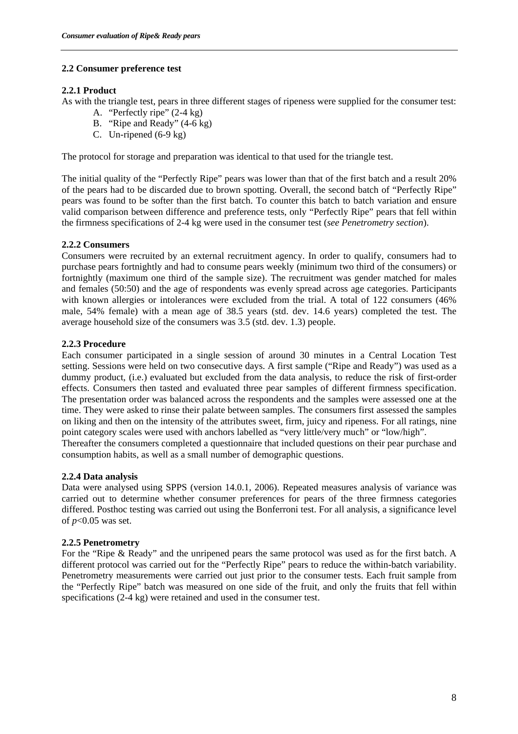## 2.2 Consumer preference test

### 2.2.1 Product

As with the triangle test, pears in three different stages of ripeness were supplied for the consumer test:

A. "Perfectly ripe" (2-4 kg)
B. "Ripe and Ready" (4-6 kg)
C. Un-ripened (6-9 kg)

The protocol for storage and preparation was identical to that used for the triangle test.

The initial quality of the "Perfectly Ripe" pears was lower than that of the first batch and a result 20% of the pears had to be discarded due to brown spotting. Overall, the second batch of "Perfectly Ripe" pears was found to be softer than the first batch. To counter this batch to batch variation and ensure valid comparison between difference and preference tests, only "Perfectly Ripe" pears that fell within the firmness specifications of 2-4 kg were used in the consumer test (*see Penetrometry section*).

### 2.2.2 Consumers

Consumers were recruited by an external recruitment agency. In order to qualify, consumers had to purchase pears fortnightly and had to consume pears weekly (minimum two third of the consumers) or fortnightly (maximum one third of the sample size). The recruitment was gender matched for males and females (50:50) and the age of respondents was evenly spread across age categories. Participants with known allergies or intolerances were excluded from the trial. A total of 122 consumers (46% male, 54% female) with a mean age of 38.5 years (std. dev. 14.6 years) completed the test. The average household size of the consumers was 3.5 (std. dev. 1.3) people.

### 2.2.3 Procedure

Each consumer participated in a single session of around 30 minutes in a Central Location Test setting. Sessions were held on two consecutive days. A first sample ("Ripe and Ready") was used as a dummy product, (i.e.) evaluated but excluded from the data analysis, to reduce the risk of first-order effects. Consumers then tasted and evaluated three pear samples of different firmness specification. The presentation order was balanced across the respondents and the samples were assessed one at the time. They were asked to rinse their palate between samples. The consumers first assessed the samples on liking and then on the intensity of the attributes sweet, firm, juicy and ripeness. For all ratings, nine point category scales were used with anchors labelled as "very little/very much" or "low/high".

Thereafter the consumers completed a questionnaire that included questions on their pear purchase and consumption habits, as well as a small number of demographic questions.

### 2.2.4 Data analysis

Data were analysed using SPPS (version 14.0.1, 2006). Repeated measures analysis of variance was carried out to determine whether consumer preferences for pears of the three firmness categories differed. Posthoc testing was carried out using the Bonferroni test. For all analysis, a significance level of $p<0.05$ was set.

### 2.2.5 Penetrometry

For the "Ripe & Ready" and the unripened pears the same protocol was used as for the first batch. A different protocol was carried out for the "Perfectly Ripe" pears to reduce the within-batch variability. Penetrometry measurements were carried out just prior to the consumer tests. Each fruit sample from the "Perfectly Ripe" batch was measured on one side of the fruit, and only the fruits that fell within specifications (2-4 kg) were retained and used in the consumer test.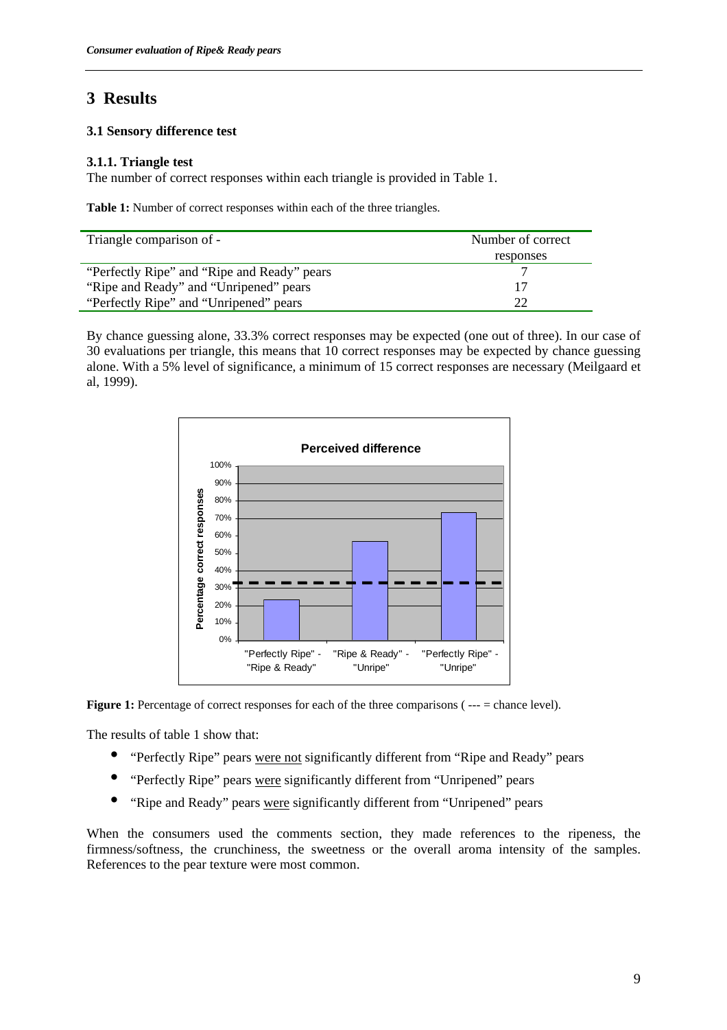# 3 Results

### 3.1 Sensory difference test

#### 3.1.1. Triangle test

The number of correct responses within each triangle is provided in Table 1.

**Table 1:** Number of correct responses within each of the three triangles.

| Triangle comparison of - | Number of correct responses |
|---|---|
| "Perfectly Ripe" and "Ripe and Ready" pears | 7 |
| "Ripe and Ready" and "Unripened" pears | 17 |
| "Perfectly Ripe" and "Unripened" pears | 22 |

By chance guessing alone, 33.3% correct responses may be expected (one out of three). In our case of 30 evaluations per triangle, this means that 10 correct responses may be expected by chance guessing alone. With a 5% level of significance, a minimum of 15 correct responses are necessary (Meilgaard et al, 1999).

**Figure 1:** Percentage of correct responses for each of the three comparisons ( --- = chance level).

The results of table 1 show that:

- "Perfectly Ripe" pears were not significantly different from "Ripe and Ready" pears
- "Perfectly Ripe" pears were significantly different from "Unripened" pears
- "Ripe and Ready" pears were significantly different from "Unripened" pears

When the consumers used the comments section, they made references to the ripeness, the firmness/softness, the crunchiness, the sweetness or the overall aroma intensity of the samples. References to the pear texture were most common.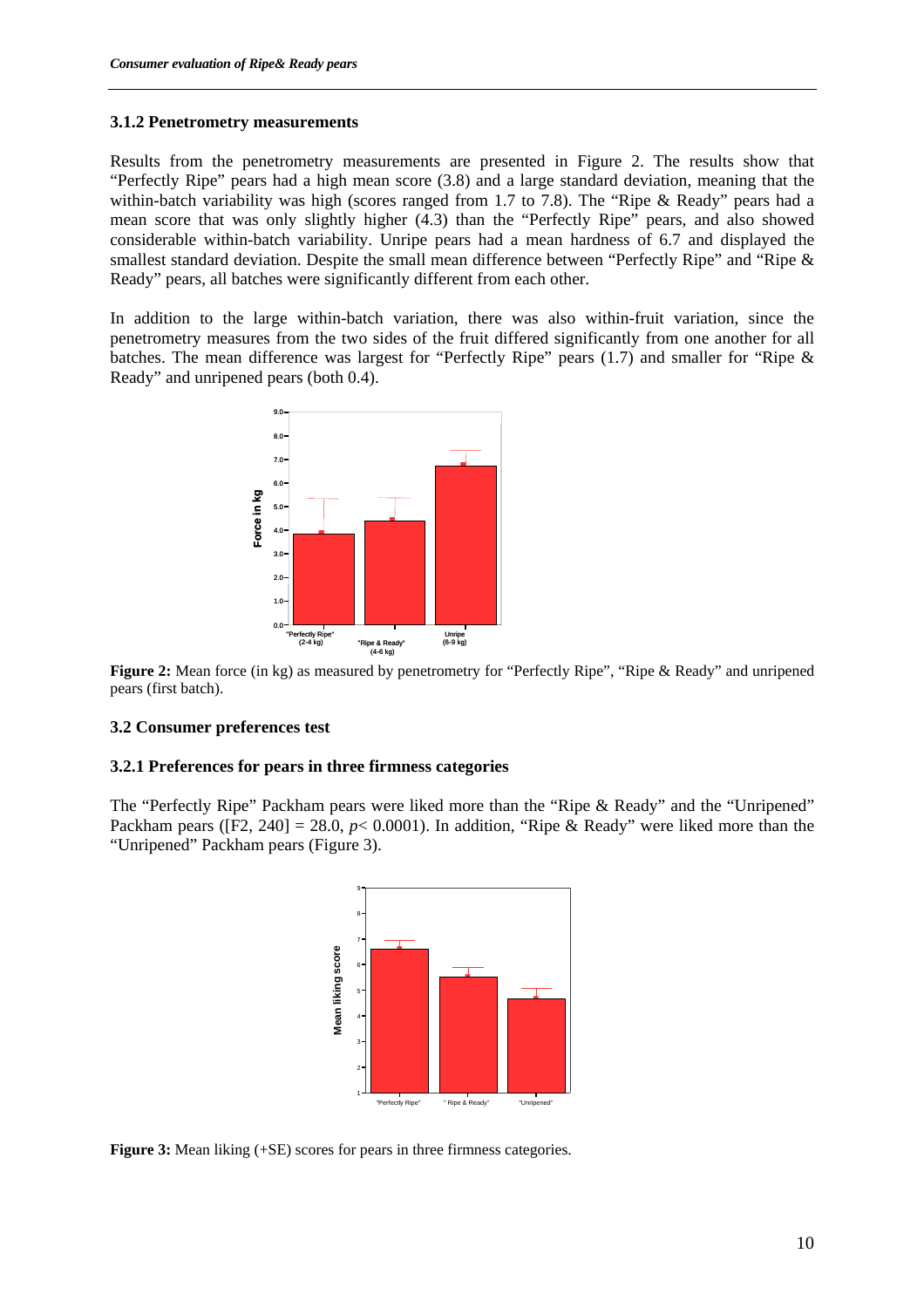### 3.1.2 Penetrometry measurements

Results from the penetrometry measurements are presented in Figure 2. The results show that "Perfectly Ripe" pears had a high mean score (3.8) and a large standard deviation, meaning that the within-batch variability was high (scores ranged from 1.7 to 7.8). The "Ripe & Ready" pears had a mean score that was only slightly higher (4.3) than the "Perfectly Ripe" pears, and also showed considerable within-batch variability. Unripe pears had a mean hardness of 6.7 and displayed the smallest standard deviation. Despite the small mean difference between "Perfectly Ripe" and "Ripe & Ready" pears, all batches were significantly different from each other.

In addition to the large within-batch variation, there was also within-fruit variation, since the penetrometry measures from the two sides of the fruit differed significantly from one another for all batches. The mean difference was largest for "Perfectly Ripe" pears (1.7) and smaller for "Ripe & Ready" and unripened pears (both 0.4).

**Figure 2:** Mean force (in kg) as measured by penetrometry for "Perfectly Ripe", "Ripe & Ready" and unripened pears (first batch).

### 3.2 Consumer preferences test

#### 3.2.1 Preferences for pears in three firmness categories

The "Perfectly Ripe" Packham pears were liked more than the "Ripe & Ready" and the "Unripened" Packham pears ([$F2, 240$] = 28.0, $p < 0.0001$). In addition, "Ripe & Ready" were liked more than the "Unripened" Packham pears (Figure 3).

**Figure 3:** Mean liking (+SE) scores for pears in three firmness categories.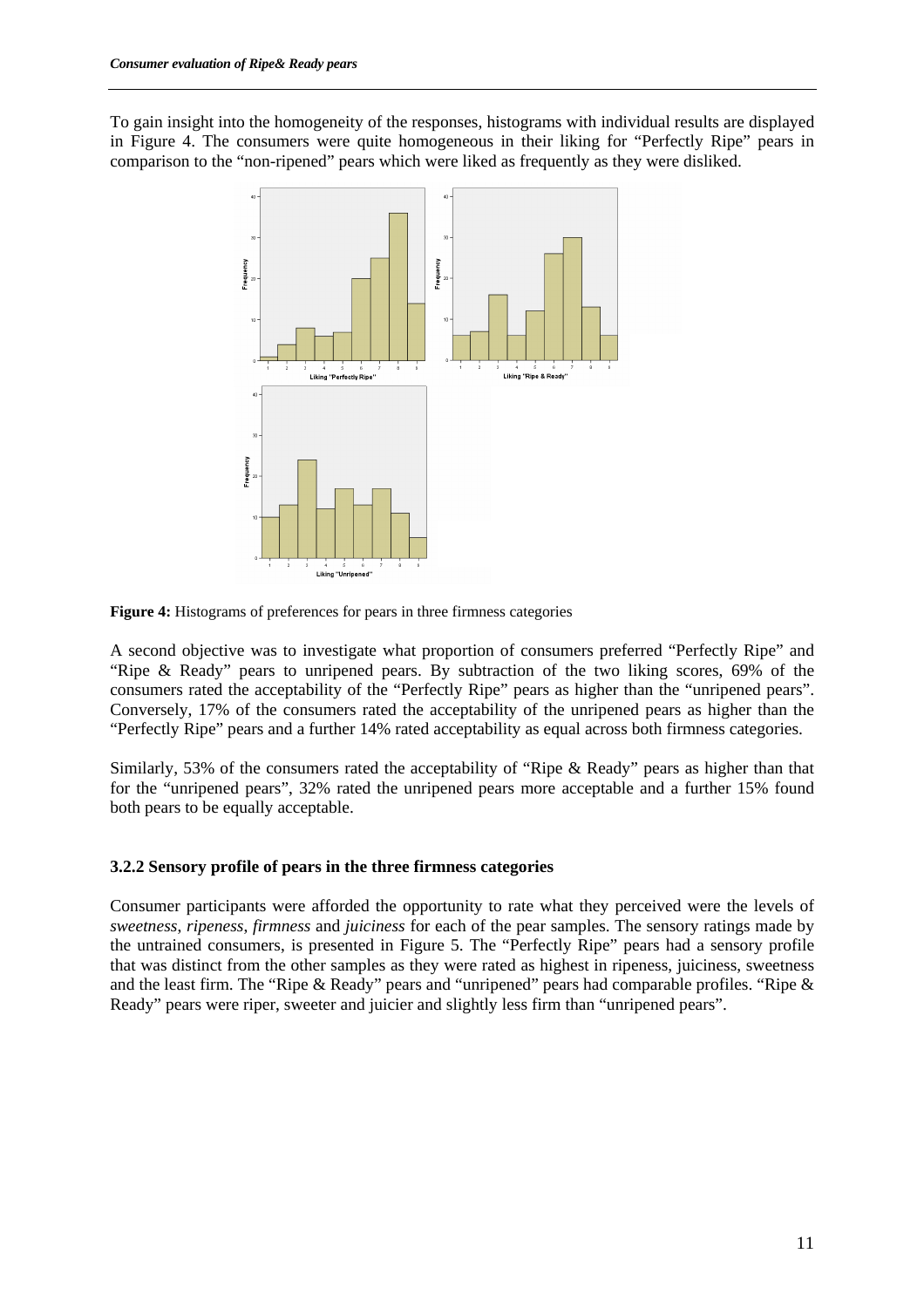To gain insight into the homogeneity of the responses, histograms with individual results are displayed in Figure 4. The consumers were quite homogeneous in their liking for "Perfectly Ripe" pears in comparison to the "non-ripened" pears which were liked as frequently as they were disliked.

**Figure 4:** Histograms of preferences for pears in three firmness categories

A second objective was to investigate what proportion of consumers preferred "Perfectly Ripe" and "Ripe & Ready" pears to unripened pears. By subtraction of the two liking scores, 69% of the consumers rated the acceptability of the "Perfectly Ripe" pears as higher than the "unripened pears". Conversely, 17% of the consumers rated the acceptability of the unripened pears as higher than the "Perfectly Ripe" pears and a further 14% rated acceptability as equal across both firmness categories.

Similarly, 53% of the consumers rated the acceptability of "Ripe & Ready" pears as higher than that for the "unripened pears", 32% rated the unripened pears more acceptable and a further 15% found both pears to be equally acceptable.

### 3.2.2 Sensory profile of pears in the three firmness categories

Consumer participants were afforded the opportunity to rate what they perceived were the levels of *sweetness*, *ripeness*, *firmness* and *juiciness* for each of the pear samples. The sensory ratings made by the untrained consumers, is presented in Figure 5. The "Perfectly Ripe" pears had a sensory profile that was distinct from the other samples as they were rated as highest in ripeness, juiciness, sweetness and the least firm. The "Ripe & Ready" pears and "unripened" pears had comparable profiles. "Ripe & Ready" pears were riper, sweeter and juicier and slightly less firm than "unripened pears".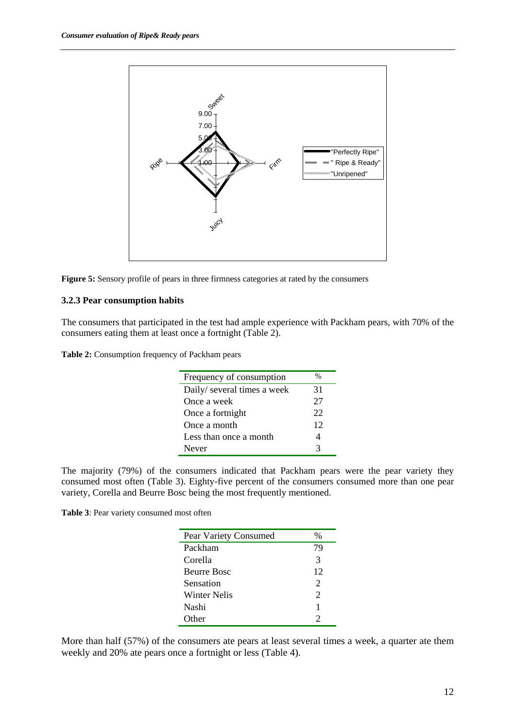**Figure 5:** Sensory profile of pears in three firmness categories at rated by the consumers

### 3.2.3 Pear consumption habits

The consumers that participated in the test had ample experience with Packham pears, with 70% of the consumers eating them at least once a fortnight (Table 2).

**Table 2:** Consumption frequency of Packham pears

| Frequency of consumption | % |
|---|---|
| Daily/ several times a week | 31 |
| Once a week | 27 |
| Once a fortnight | 22 |
| Once a month | 12 |
| Less than once a month | 4 |
| Never | 3 |

The majority (79%) of the consumers indicated that Packham pears were the pear variety they consumed most often (Table 3). Eighty-five percent of the consumers consumed more than one pear variety, Corella and Beurre Bosc being the most frequently mentioned.

**Table 3**: Pear variety consumed most often

| Pear Variety Consumed | % |
|---|---|
| Packham | 79 |
| Corella | 3 |
| Beurre Bosc | 12 |
| Sensation | 2 |
| Winter Nelis | 2 |
| Nashi | 1 |
| Other | 2 |

More than half (57%) of the consumers ate pears at least several times a week, a quarter ate them weekly and 20% ate pears once a fortnight or less (Table 4).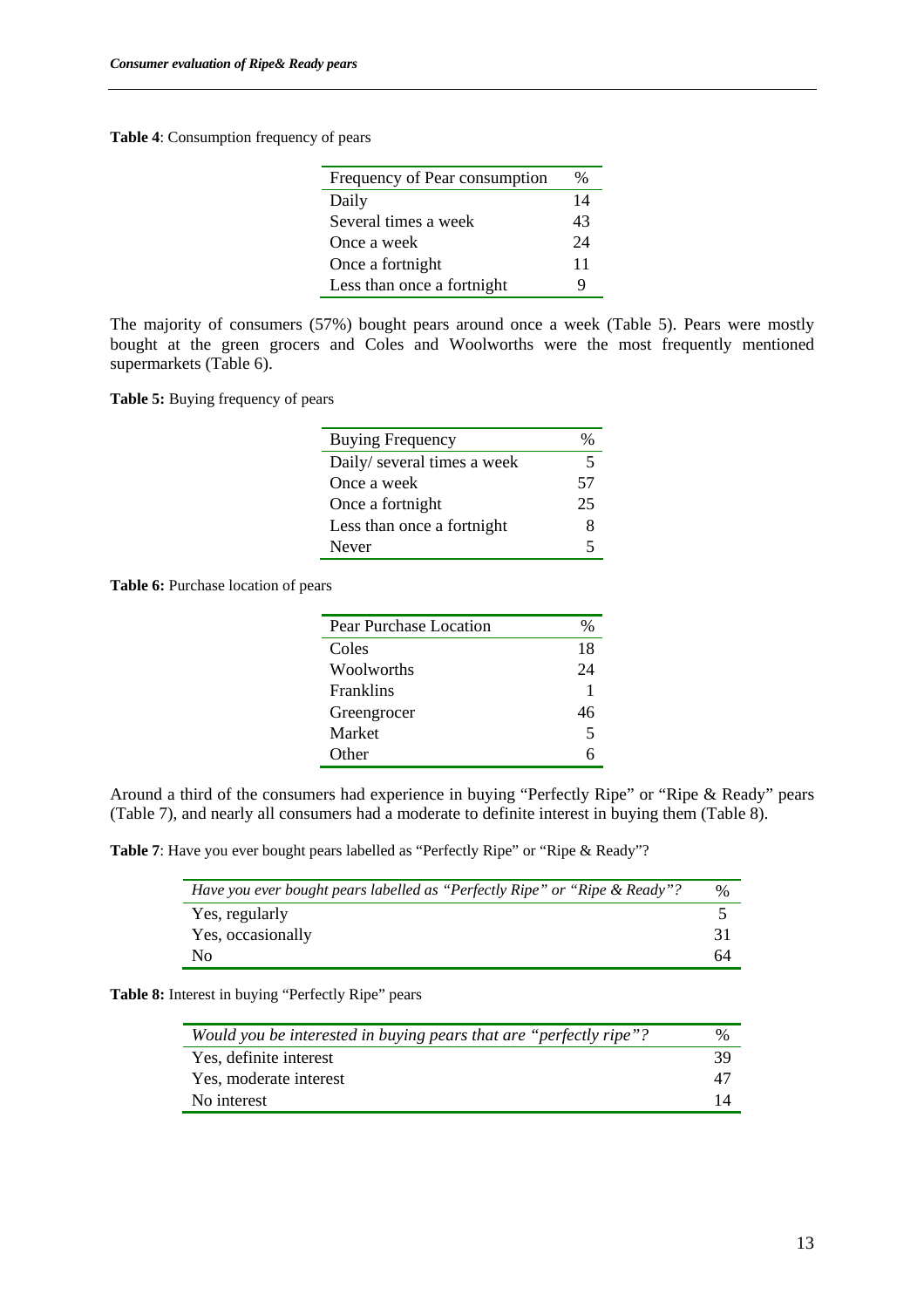**Table 4**: Consumption frequency of pears

| Frequency of Pear consumption | % |
|---|---|
| Daily | 14 |
| Several times a week | 43 |
| Once a week | 24 |
| Once a fortnight | 11 |
| Less than once a fortnight | 9 |

The majority of consumers (57%) bought pears around once a week (Table 5). Pears were mostly bought at the green grocers and Coles and Woolworths were the most frequently mentioned supermarkets (Table 6).

**Table 5:** Buying frequency of pears

| Buying Frequency | % |
|---|---|
| Daily/ several times a week | 5 |
| Once a week | 57 |
| Once a fortnight | 25 |
| Less than once a fortnight | 8 |
| Never | 5 |

**Table 6:** Purchase location of pears

| Pear Purchase Location | % |
|---|---|
| Coles | 18 |
| Woolworths | 24 |
| Franklins | 1 |
| Greengrocer | 46 |
| Market | 5 |
| Other | 6 |

Around a third of the consumers had experience in buying "Perfectly Ripe" or "Ripe & Ready" pears (Table 7), and nearly all consumers had a moderate to definite interest in buying them (Table 8).

**Table 7**: Have you ever bought pears labelled as "Perfectly Ripe" or "Ripe & Ready"?

| *Have you ever bought pears labelled as "Perfectly Ripe" or "Ripe & Ready"?* | % |
|---|---|
| Yes, regularly | 5 |
| Yes, occasionally | 31 |
| No | 64 |

**Table 8:** Interest in buying "Perfectly Ripe" pears

| *Would you be interested in buying pears that are "perfectly ripe"?* | % |
|---|---|
| Yes, definite interest | 39 |
| Yes, moderate interest | 47 |
| No interest | 14 |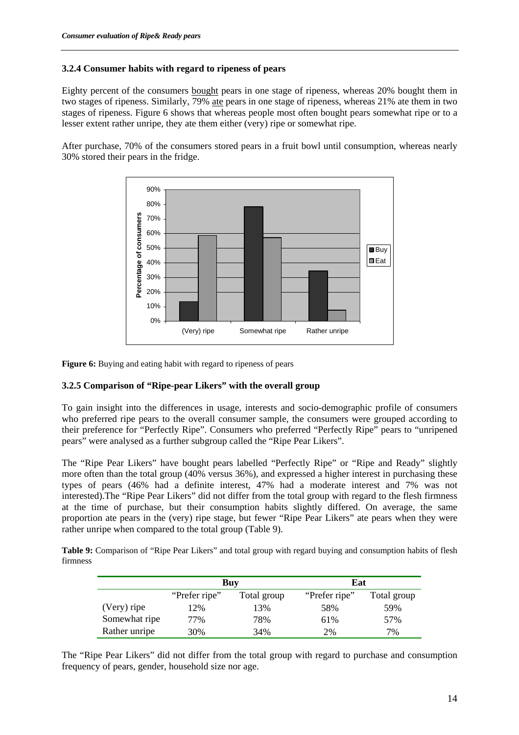### 3.2.4 Consumer habits with regard to ripeness of pears

Eighty percent of the consumers bought pears in one stage of ripeness, whereas 20% bought them in two stages of ripeness. Similarly, 79% ate pears in one stage of ripeness, whereas 21% ate them in two stages of ripeness. Figure 6 shows that whereas people most often bought pears somewhat ripe or to a lesser extent rather unripe, they ate them either (very) ripe or somewhat ripe.

After purchase, 70% of the consumers stored pears in a fruit bowl until consumption, whereas nearly 30% stored their pears in the fridge.

**Figure 6:** Buying and eating habit with regard to ripeness of pears

### 3.2.5 Comparison of "Ripe-pear Likers" with the overall group

To gain insight into the differences in usage, interests and socio-demographic profile of consumers who preferred ripe pears to the overall consumer sample, the consumers were grouped according to their preference for "Perfectly Ripe". Consumers who preferred "Perfectly Ripe" pears to "unripened pears" were analysed as a further subgroup called the "Ripe Pear Likers".

The "Ripe Pear Likers" have bought pears labelled "Perfectly Ripe" or "Ripe and Ready" slightly more often than the total group (40% versus 36%), and expressed a higher interest in purchasing these types of pears (46% had a definite interest, 47% had a moderate interest and 7% was not interested).The "Ripe Pear Likers" did not differ from the total group with regard to the flesh firmness at the time of purchase, but their consumption habits slightly differed. On average, the same proportion ate pears in the (very) ripe stage, but fewer "Ripe Pear Likers" ate pears when they were rather unripe when compared to the total group (Table 9).

**Table 9:** Comparison of "Ripe Pear Likers" and total group with regard buying and consumption habits of flesh firmness

| | Buy | | Eat | |
|---|---|---|---|---|
| | "Prefer ripe" | Total group | "Prefer ripe" | Total group |
| (Very) ripe | 12% | 13% | 58% | 59% |
| Somewhat ripe | 77% | 78% | 61% | 57% |
| Rather unripe | 30% | 34% | 2% | 7% |

The "Ripe Pear Likers" did not differ from the total group with regard to purchase and consumption frequency of pears, gender, household size nor age.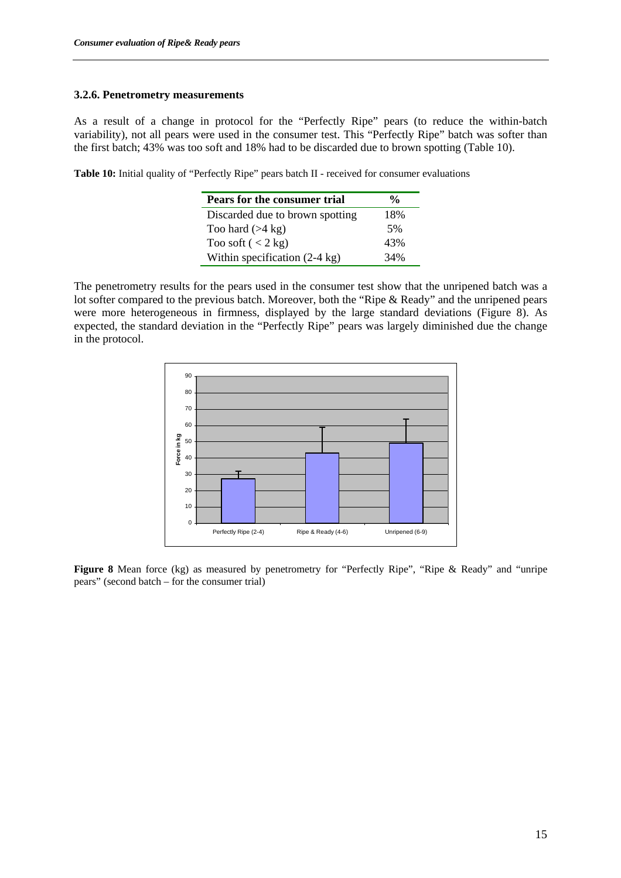### 3.2.6. Penetrometry measurements

As a result of a change in protocol for the "Perfectly Ripe" pears (to reduce the within-batch variability), not all pears were used in the consumer test. This "Perfectly Ripe" batch was softer than the first batch; 43% was too soft and 18% had to be discarded due to brown spotting (Table 10).

**Table 10:** Initial quality of "Perfectly Ripe" pears batch II - received for consumer evaluations

| Pears for the consumer trial | % |
|---|---|
| Discarded due to brown spotting | 18% |
| Too hard (>4 kg) | 5% |
| Too soft ( < 2 kg) | 43% |
| Within specification (2-4 kg) | 34% |

The penetrometry results for the pears used in the consumer test show that the unripened batch was a lot softer compared to the previous batch. Moreover, both the "Ripe & Ready" and the unripened pears were more heterogeneous in firmness, displayed by the large standard deviations (Figure 8). As expected, the standard deviation in the "Perfectly Ripe" pears was largely diminished due the change in the protocol.

**Figure 8** Mean force (kg) as measured by penetrometry for "Perfectly Ripe", "Ripe & Ready" and "unripe pears" (second batch – for the consumer trial)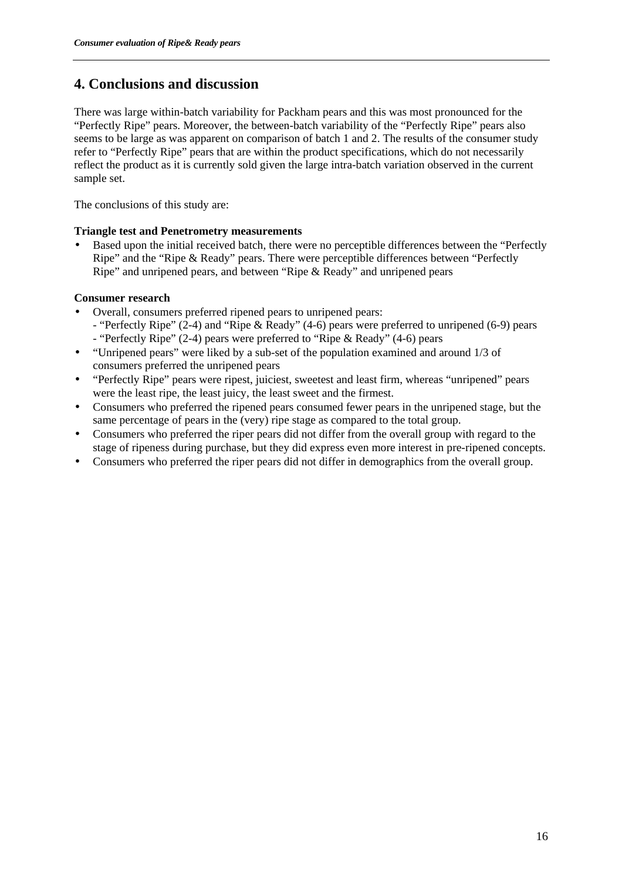# 4. Conclusions and discussion

There was large within-batch variability for Packham pears and this was most pronounced for the "Perfectly Ripe" pears. Moreover, the between-batch variability of the "Perfectly Ripe" pears also seems to be large as was apparent on comparison of batch 1 and 2. The results of the consumer study refer to "Perfectly Ripe" pears that are within the product specifications, which do not necessarily reflect the product as it is currently sold given the large intra-batch variation observed in the current sample set.

The conclusions of this study are:

**Triangle test and Penetrometry measurements**

- Based upon the initial received batch, there were no perceptible differences between the "Perfectly Ripe" and the "Ripe & Ready" pears. There were perceptible differences between "Perfectly Ripe" and unripened pears, and between "Ripe & Ready" and unripened pears

**Consumer research**

- Overall, consumers preferred ripened pears to unripened pears:
  - "Perfectly Ripe" (2-4) and "Ripe & Ready" (4-6) pears were preferred to unripened (6-9) pears
  - "Perfectly Ripe" (2-4) pears were preferred to "Ripe & Ready" (4-6) pears
- "Unripened pears" were liked by a sub-set of the population examined and around 1/3 of consumers preferred the unripened pears
- "Perfectly Ripe" pears were ripest, juiciest, sweetest and least firm, whereas "unripened" pears were the least ripe, the least juicy, the least sweet and the firmest.
- Consumers who preferred the ripened pears consumed fewer pears in the unripened stage, but the same percentage of pears in the (very) ripe stage as compared to the total group.
- Consumers who preferred the riper pears did not differ from the overall group with regard to the stage of ripeness during purchase, but they did express even more interest in pre-ripened concepts.
- Consumers who preferred the riper pears did not differ in demographics from the overall group.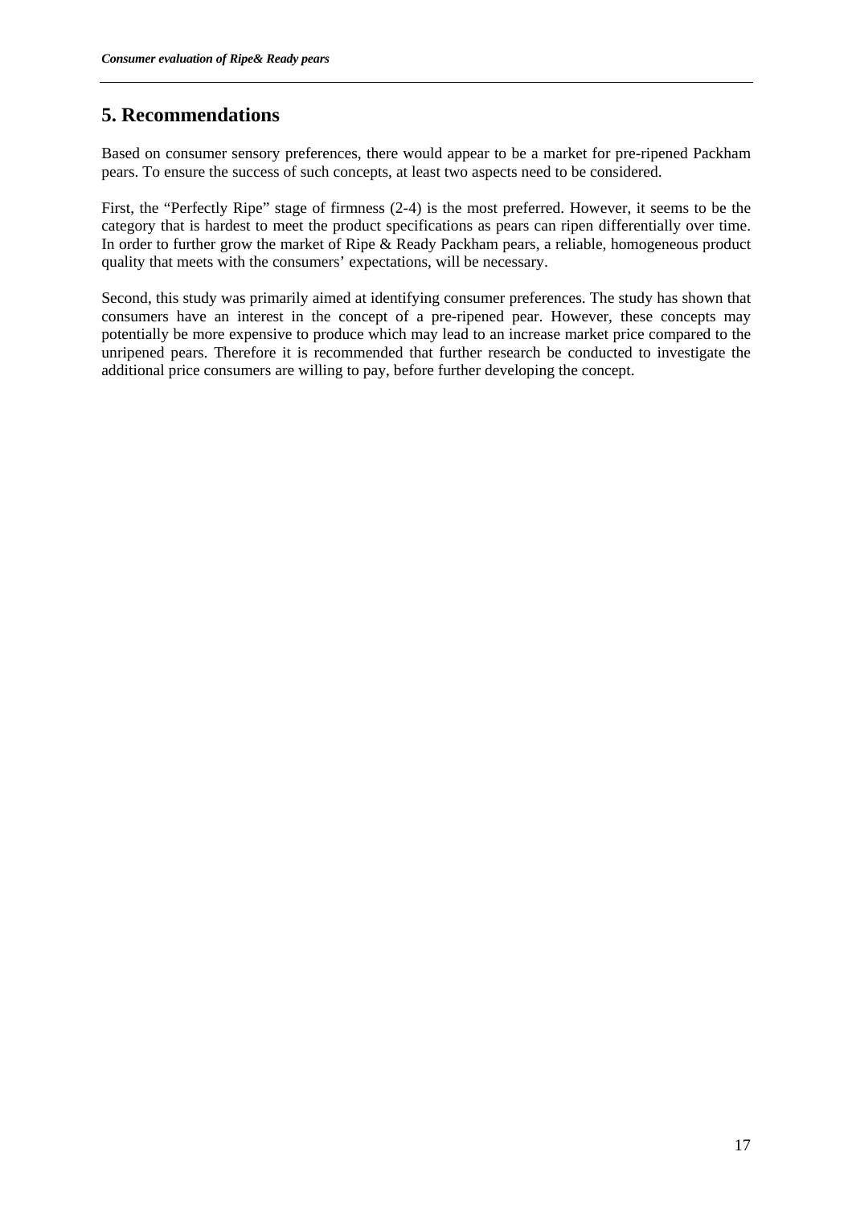## 5. Recommendations

Based on consumer sensory preferences, there would appear to be a market for pre-ripened Packham pears. To ensure the success of such concepts, at least two aspects need to be considered.

First, the "Perfectly Ripe" stage of firmness (2-4) is the most preferred. However, it seems to be the category that is hardest to meet the product specifications as pears can ripen differentially over time. In order to further grow the market of Ripe & Ready Packham pears, a reliable, homogeneous product quality that meets with the consumers' expectations, will be necessary.

Second, this study was primarily aimed at identifying consumer preferences. The study has shown that consumers have an interest in the concept of a pre-ripened pear. However, these concepts may potentially be more expensive to produce which may lead to an increase market price compared to the unripened pears. Therefore it is recommended that further research be conducted to investigate the additional price consumers are willing to pay, before further developing the concept.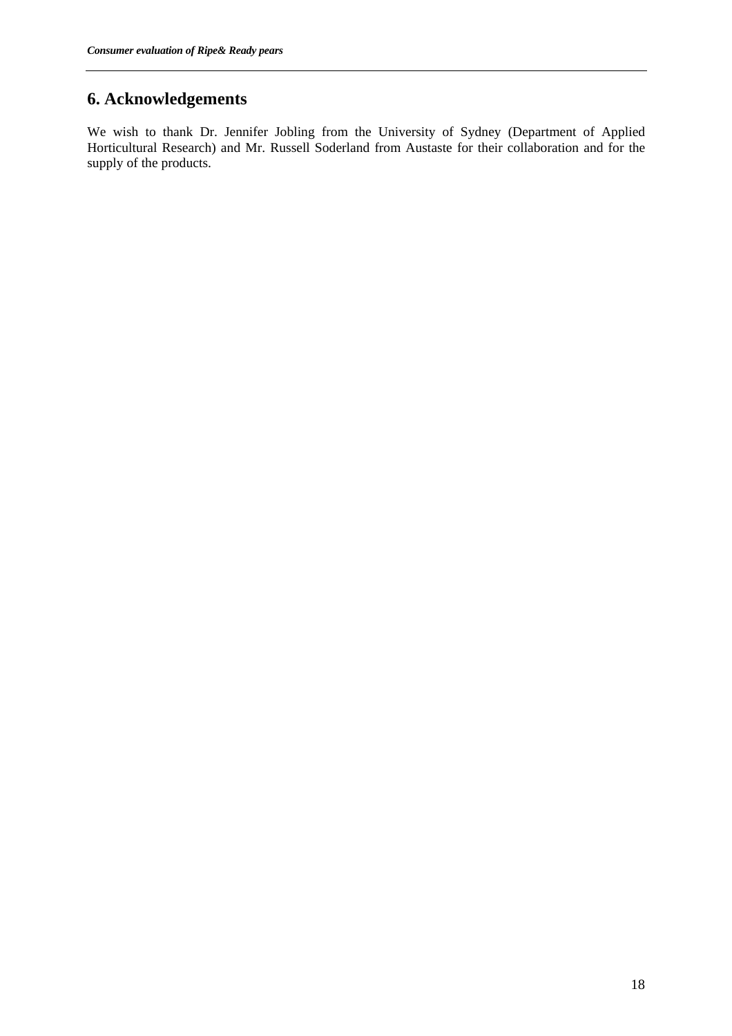## 6. Acknowledgements

We wish to thank Dr. Jennifer Jobling from the University of Sydney (Department of Applied Horticultural Research) and Mr. Russell Soderland from Austaste for their collaboration and for the supply of the products.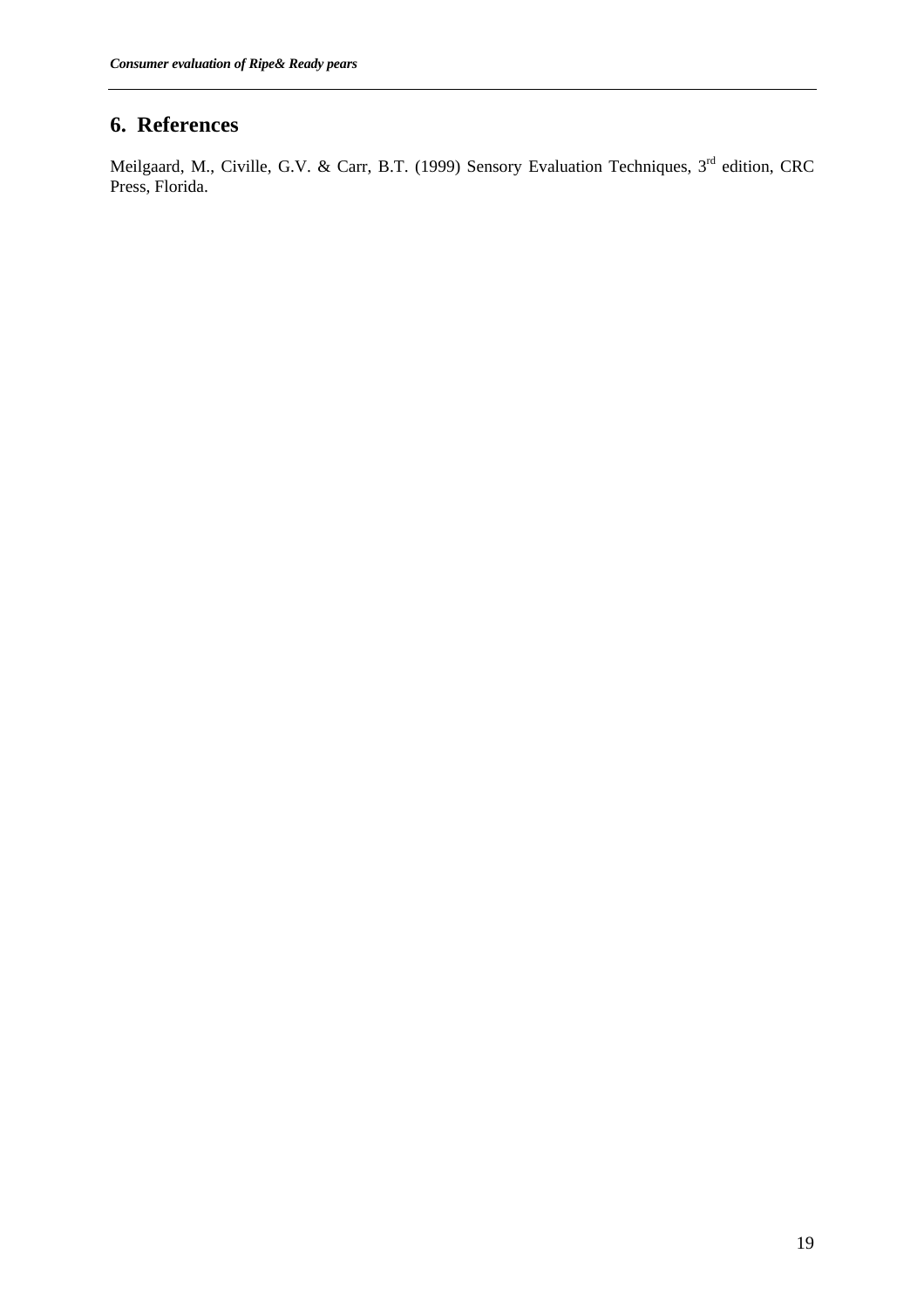## 6. References

Meilgaard, M., Civille, G.V. & Carr, B.T. (1999) Sensory Evaluation Techniques, 3rd edition, CRC Press, Florida.